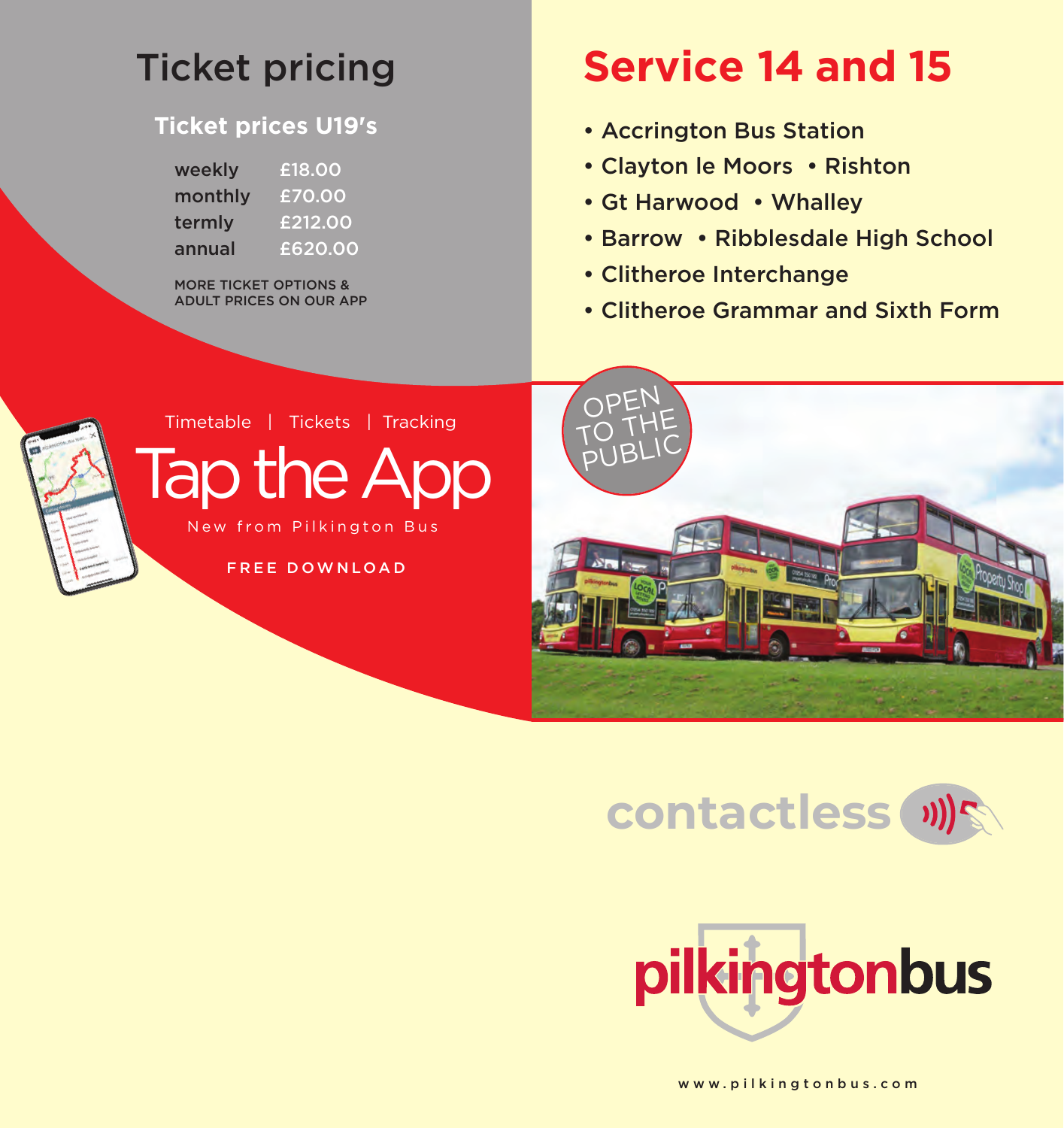# Ticket pricing

## Ticket prices U19's

| | |
|---|---|
| weekly | £18.00 |
| monthly | £70.00 |
| termly | £212.00 |
| annual | £620.00 |

MORE TICKET OPTIONS & ADULT PRICES ON OUR APP

Timetable | Tickets | Tracking

# Tap the App

New from Pilkington Bus

FREE DOWNLOAD

# Service 14 and 15

- Accrington Bus Station
- Clayton le Moors
- Rishton
- Gt Harwood
- Whalley
- Barrow
- Ribblesdale High School
- Clitheroe Interchange
- Clitheroe Grammar and Sixth Form

OPEN TO THE PUBLIC

contactless

pilkingtonbus

www.pilkingtonbus.com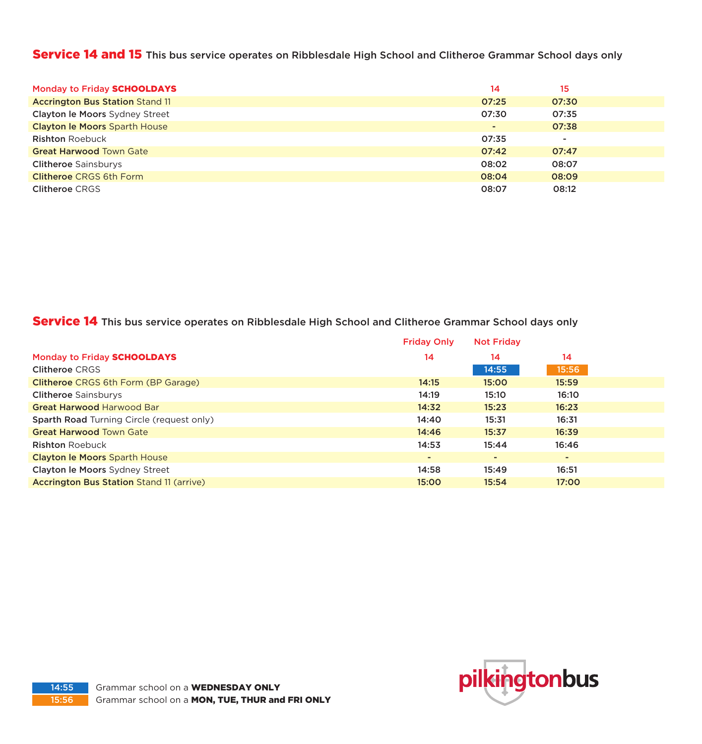## Service 14 and 15 This bus service operates on Ribblesdale High School and Clitheroe Grammar School days only

| Monday to Friday **SCHOOLDAYS** | 14 | 15 |
|---|---|---|
| **Accrington Bus Station** Stand 11 | 07:25 | 07:30 |
| **Clayton le Moors** Sydney Street | 07:30 | 07:35 |
| **Clayton le Moors** Sparth House | - | 07:38 |
| **Rishton** Roebuck | 07:35 | - |
| **Great Harwood** Town Gate | 07:42 | 07:47 |
| **Clitheroe** Sainsburys | 08:02 | 08:07 |
| **Clitheroe** CRGS 6th Form | 08:04 | 08:09 |
| **Clitheroe** CRGS | 08:07 | 08:12 |

## Service 14 This bus service operates on Ribblesdale High School and Clitheroe Grammar School days only

| | Friday Only | Not Friday | |
|---|---|---|---|
| Monday to Friday **SCHOOLDAYS** | 14 | 14 | 14 |
| **Clitheroe** CRGS | | 14:55 | 15:56 |
| **Clitheroe** CRGS 6th Form (BP Garage) | 14:15 | 15:00 | 15:59 |
| **Clitheroe** Sainsburys | 14:19 | 15:10 | 16:10 |
| **Great Harwood** Harwood Bar | 14:32 | 15:23 | 16:23 |
| **Sparth Road** Turning Circle (request only) | 14:40 | 15:31 | 16:31 |
| **Great Harwood** Town Gate | 14:46 | 15:37 | 16:39 |
| **Rishton** Roebuck | 14:53 | 15:44 | 16:46 |
| **Clayton le Moors** Sparth House | - | - | - |
| **Clayton le Moors** Sydney Street | 14:58 | 15:49 | 16:51 |
| **Accrington Bus Station** Stand 11 (arrive) | 15:00 | 15:54 | 17:00 |

14:55 Grammar school on a **WEDNESDAY ONLY**

15:56 Grammar school on a **MON, TUE, THUR and FRI ONLY**

pilkingtonbus